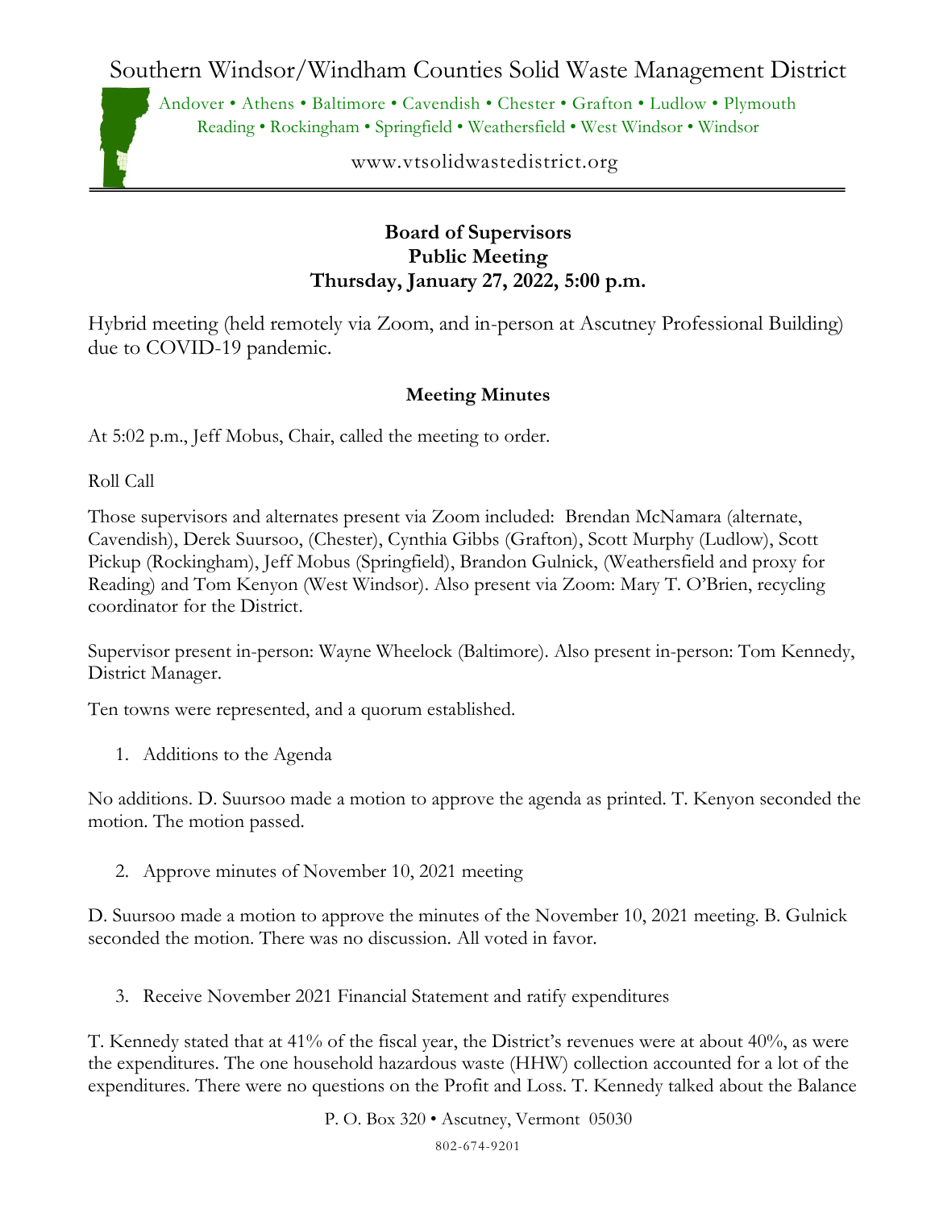# Southern Windsor/Windham Counties Solid Waste Management District

Andover • Athens • Baltimore • Cavendish • Chester • Grafton • Ludlow • Plymouth
Reading • Rockingham • Springfield • Weathersfield • West Windsor • Windsor

www.vtsolidwastedistrict.org

**Board of Supervisors**
**Public Meeting**
**Thursday, January 27, 2022, 5:00 p.m.**

Hybrid meeting (held remotely via Zoom, and in-person at Ascutney Professional Building) due to COVID-19 pandemic.

**Meeting Minutes**

At 5:02 p.m., Jeff Mobus, Chair, called the meeting to order.

Roll Call

Those supervisors and alternates present via Zoom included: Brendan McNamara (alternate, Cavendish), Derek Suursoo, (Chester), Cynthia Gibbs (Grafton), Scott Murphy (Ludlow), Scott Pickup (Rockingham), Jeff Mobus (Springfield), Brandon Gulnick, (Weathersfield and proxy for Reading) and Tom Kenyon (West Windsor). Also present via Zoom: Mary T. O'Brien, recycling coordinator for the District.

Supervisor present in-person: Wayne Wheelock (Baltimore). Also present in-person: Tom Kennedy, District Manager.

Ten towns were represented, and a quorum established.

1. Additions to the Agenda

No additions. D. Suursoo made a motion to approve the agenda as printed. T. Kenyon seconded the motion. The motion passed.

2. Approve minutes of November 10, 2021 meeting

D. Suursoo made a motion to approve the minutes of the November 10, 2021 meeting. B. Gulnick seconded the motion. There was no discussion. All voted in favor.

3. Receive November 2021 Financial Statement and ratify expenditures

T. Kennedy stated that at 41% of the fiscal year, the District's revenues were at about 40%, as were the expenditures. The one household hazardous waste (HHW) collection accounted for a lot of the expenditures. There were no questions on the Profit and Loss. T. Kennedy talked about the Balance

P. O. Box 320 • Ascutney, Vermont 05030
802-674-9201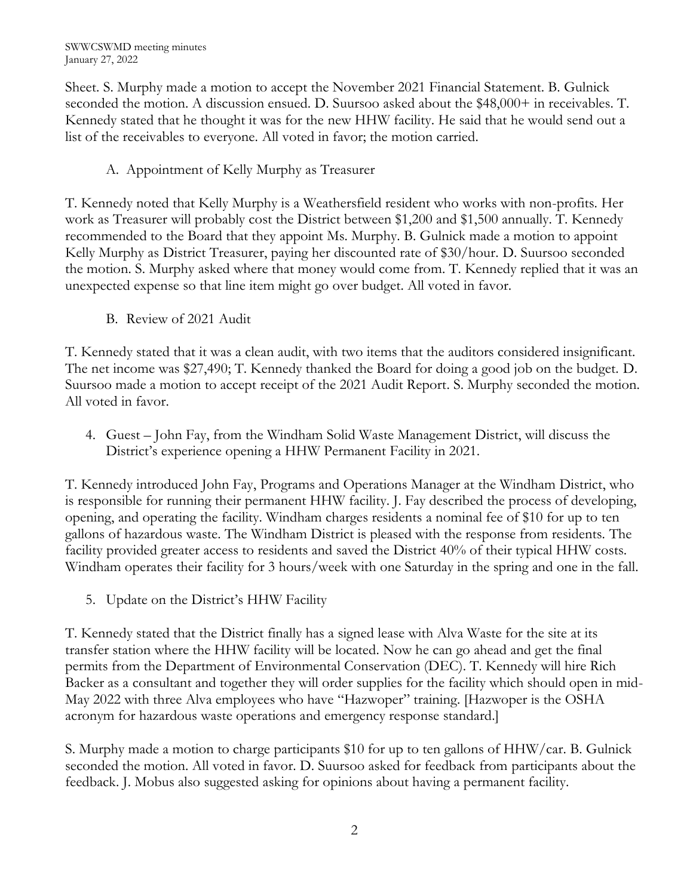Sheet. S. Murphy made a motion to accept the November 2021 Financial Statement. B. Gulnick seconded the motion. A discussion ensued. D. Suursoo asked about the $48,000+ in receivables. T. Kennedy stated that he thought it was for the new HHW facility. He said that he would send out a list of the receivables to everyone. All voted in favor; the motion carried.

A. Appointment of Kelly Murphy as Treasurer

T. Kennedy noted that Kelly Murphy is a Weathersfield resident who works with non-profits. Her work as Treasurer will probably cost the District between $1,200 and $1,500 annually. T. Kennedy recommended to the Board that they appoint Ms. Murphy. B. Gulnick made a motion to appoint Kelly Murphy as District Treasurer, paying her discounted rate of $30/hour. D. Suursoo seconded the motion. S. Murphy asked where that money would come from. T. Kennedy replied that it was an unexpected expense so that line item might go over budget. All voted in favor.

B. Review of 2021 Audit

T. Kennedy stated that it was a clean audit, with two items that the auditors considered insignificant. The net income was $27,490; T. Kennedy thanked the Board for doing a good job on the budget. D. Suursoo made a motion to accept receipt of the 2021 Audit Report. S. Murphy seconded the motion. All voted in favor.

4. Guest – John Fay, from the Windham Solid Waste Management District, will discuss the District's experience opening a HHW Permanent Facility in 2021.

T. Kennedy introduced John Fay, Programs and Operations Manager at the Windham District, who is responsible for running their permanent HHW facility. J. Fay described the process of developing, opening, and operating the facility. Windham charges residents a nominal fee of $10 for up to ten gallons of hazardous waste. The Windham District is pleased with the response from residents. The facility provided greater access to residents and saved the District 40% of their typical HHW costs. Windham operates their facility for 3 hours/week with one Saturday in the spring and one in the fall.

5. Update on the District's HHW Facility

T. Kennedy stated that the District finally has a signed lease with Alva Waste for the site at its transfer station where the HHW facility will be located. Now he can go ahead and get the final permits from the Department of Environmental Conservation (DEC). T. Kennedy will hire Rich Backer as a consultant and together they will order supplies for the facility which should open in mid-May 2022 with three Alva employees who have "Hazwoper" training. [Hazwoper is the OSHA acronym for hazardous waste operations and emergency response standard.]

S. Murphy made a motion to charge participants $10 for up to ten gallons of HHW/car. B. Gulnick seconded the motion. All voted in favor. D. Suursoo asked for feedback from participants about the feedback. J. Mobus also suggested asking for opinions about having a permanent facility.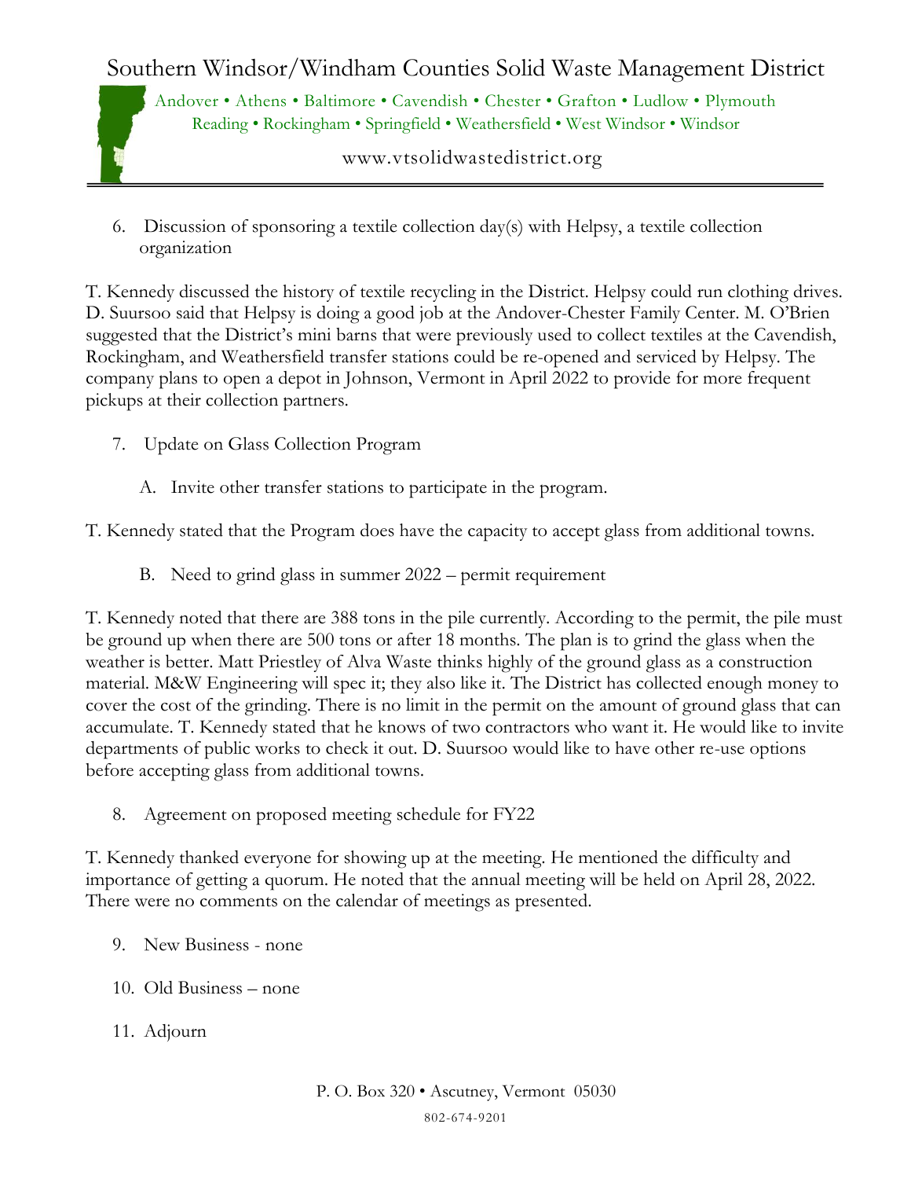6. Discussion of sponsoring a textile collection day(s) with Helpsy, a textile collection organization

T. Kennedy discussed the history of textile recycling in the District. Helpsy could run clothing drives. D. Suursoo said that Helpsy is doing a good job at the Andover-Chester Family Center. M. O'Brien suggested that the District's mini barns that were previously used to collect textiles at the Cavendish, Rockingham, and Weathersfield transfer stations could be re-opened and serviced by Helpsy. The company plans to open a depot in Johnson, Vermont in April 2022 to provide for more frequent pickups at their collection partners.

7. Update on Glass Collection Program

   A. Invite other transfer stations to participate in the program.

T. Kennedy stated that the Program does have the capacity to accept glass from additional towns.

   B. Need to grind glass in summer 2022 – permit requirement

T. Kennedy noted that there are 388 tons in the pile currently. According to the permit, the pile must be ground up when there are 500 tons or after 18 months. The plan is to grind the glass when the weather is better. Matt Priestley of Alva Waste thinks highly of the ground glass as a construction material. M&W Engineering will spec it; they also like it. The District has collected enough money to cover the cost of the grinding. There is no limit in the permit on the amount of ground glass that can accumulate. T. Kennedy stated that he knows of two contractors who want it. He would like to invite departments of public works to check it out. D. Suursoo would like to have other re-use options before accepting glass from additional towns.

8. Agreement on proposed meeting schedule for FY22

T. Kennedy thanked everyone for showing up at the meeting. He mentioned the difficulty and importance of getting a quorum. He noted that the annual meeting will be held on April 28, 2022. There were no comments on the calendar of meetings as presented.

9. New Business - none

10. Old Business – none

11. Adjourn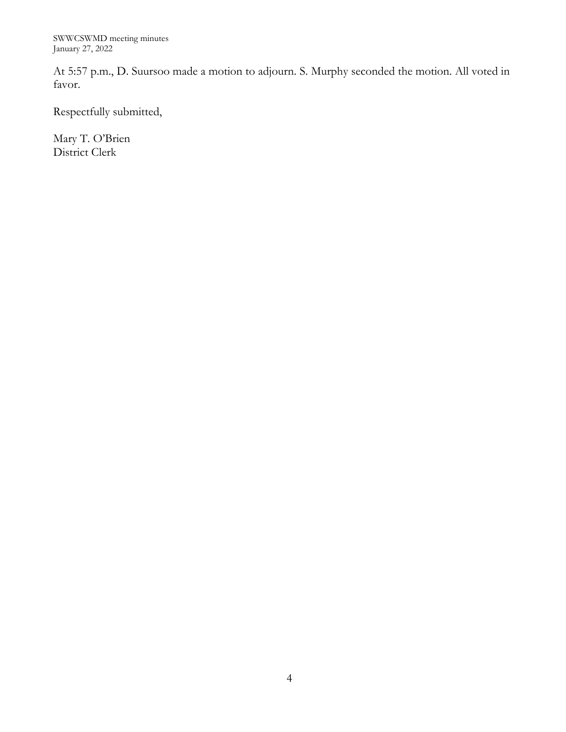At 5:57 p.m., D. Suursoo made a motion to adjourn. S. Murphy seconded the motion. All voted in favor.

Respectfully submitted,

Mary T. O'Brien
District Clerk